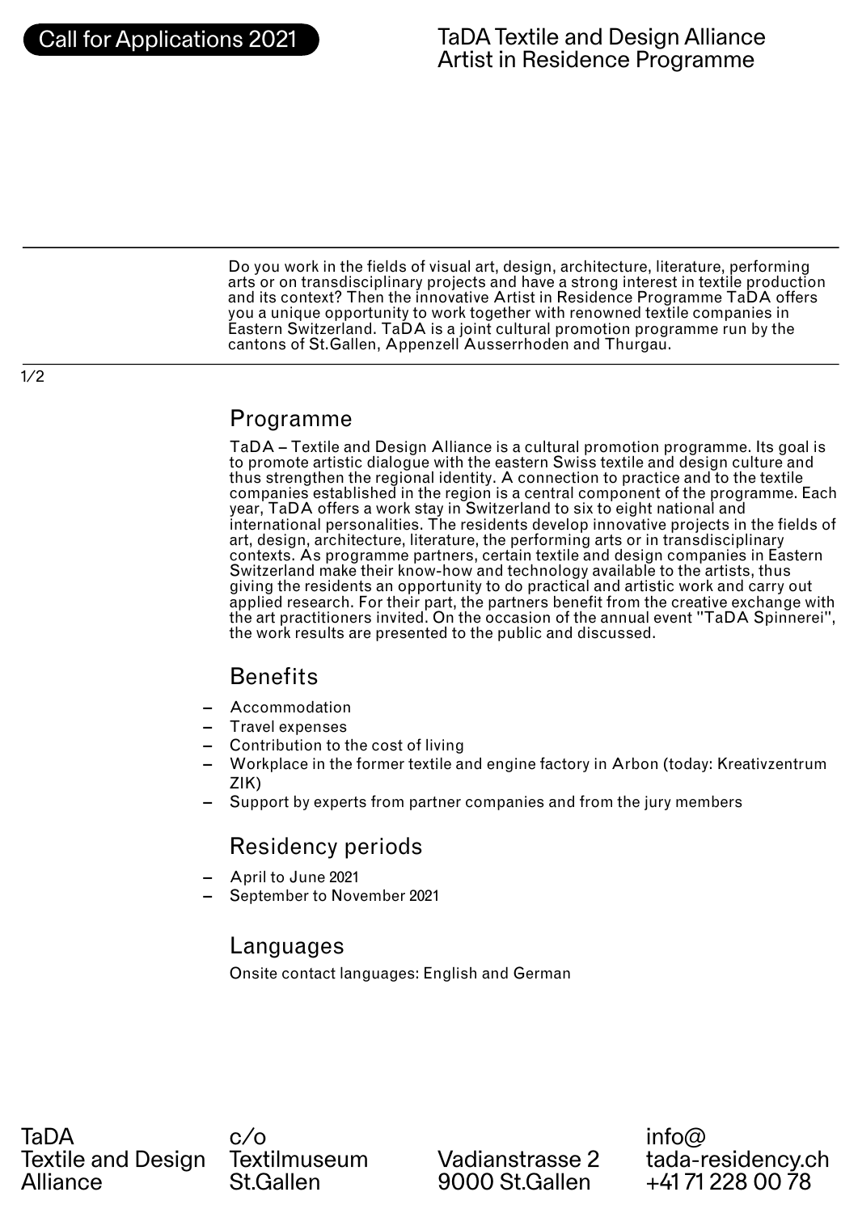Call for Applications 2021

# TaDA Textile and Design Alliance Artist in Residence Programme

Do you work in the fields of visual art, design, architecture, literature, performing arts or on transdisciplinary projects and have a strong interest in textile production and its context? Then the innovative Artist in Residence Programme TaDA offers you a unique opportunity to work together with renowned textile companies in Eastern Switzerland. TaDA is a joint cultural promotion programme run by the cantons of St.Gallen, Appenzell Ausserrhoden and Thurgau.

## Programme

TaDA – Textile and Design Alliance is a cultural promotion programme. Its goal is to promote artistic dialogue with the eastern Swiss textile and design culture and thus strengthen the regional identity. A connection to practice and to the textile companies established in the region is a central component of the programme. Each year, TaDA offers a work stay in Switzerland to six to eight national and international personalities. The residents develop innovative projects in the fields of art, design, architecture, literature, the performing arts or in transdisciplinary contexts. As programme partners, certain textile and design companies in Eastern Switzerland make their know-how and technology available to the artists, thus giving the residents an opportunity to do practical and artistic work and carry out applied research. For their part, the partners benefit from the creative exchange with the art practitioners invited. On the occasion of the annual event "TaDA Spinnerei", the work results are presented to the public and discussed.

## Benefits

- Accommodation
- Travel expenses
- Contribution to the cost of living
- Workplace in the former textile and engine factory in Arbon (today: Kreativzentrum ZIK)
- Support by experts from partner companies and from the jury members

## Residency periods

- April to June 2021
- September to November 2021

## Languages

Onsite contact languages: English and German

TaDA Textile and Design Alliance
c/o Textilmuseum St.Gallen
Vadianstrasse 2
9000 St.Gallen
info@tada-residency.ch
+41 71 228 00 78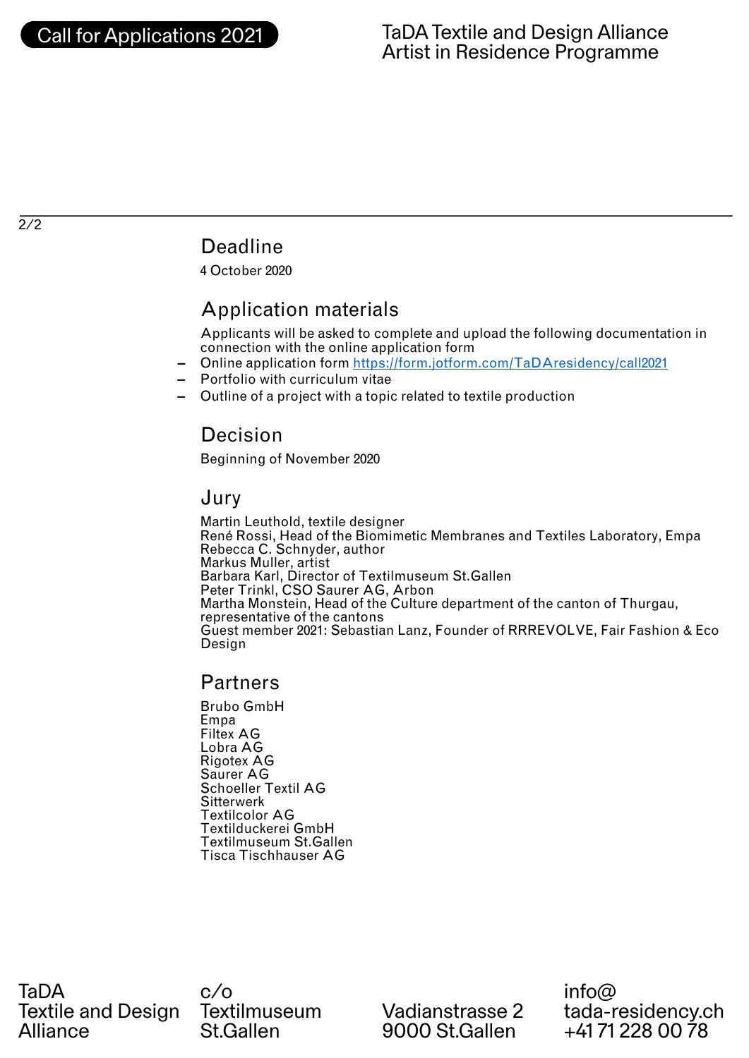Call for Applications 2021

TaDA Textile and Design Alliance
Artist in Residence Programme

## Deadline

4 October 2020

## Application materials

Applicants will be asked to complete and upload the following documentation in connection with the online application form

- Online application form https://form.jotform.com/TaDAresidency/call2021
- Portfolio with curriculum vitae
- Outline of a project with a topic related to textile production

## Decision

Beginning of November 2020

## Jury

Martin Leuthold, textile designer
René Rossi, Head of the Biomimetic Membranes and Textiles Laboratory, Empa
Rebecca C. Schnyder, author
Markus Muller, artist
Barbara Karl, Director of Textilmuseum St.Gallen
Peter Trinkl, CSO Saurer AG, Arbon
Martha Monstein, Head of the Culture department of the canton of Thurgau, representative of the cantons
Guest member 2021: Sebastian Lanz, Founder of RRREVOLVE, Fair Fashion & Eco Design

## Partners

Brubo GmbH
Empa
Filtex AG
Lobra AG
Rigotex AG
Saurer AG
Schoeller Textil AG
Sitterwerk
Textilcolor AG
Textilduckerei GmbH
Textilmuseum St.Gallen
Tisca Tischhauser AG

TaDA Textile and Design Alliance
c/o Textilmuseum St.Gallen
Vadianstrasse 2
9000 St.Gallen
info@tada-residency.ch
+41 71 228 00 78